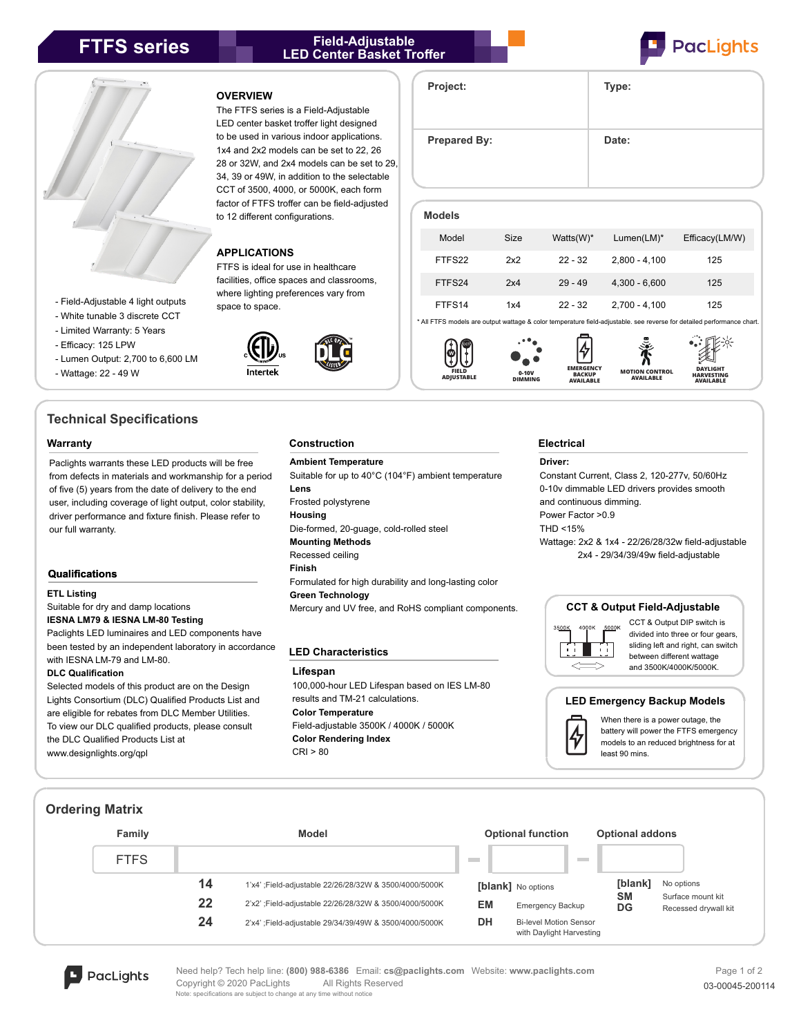# FTFS series

## Field-Adjustable LED Center Basket Troffer

PacLights

### OVERVIEW

The FTFS series is a Field-Adjustable LED center basket troffer light designed to be used in various indoor applications. 1x4 and 2x2 models can be set to 22, 26 28 or 32W, and 2x4 models can be set to 29, 34, 39 or 49W, in addition to the selectable CCT of 3500, 4000, or 5000K, each form factor of FTFS troffer can be field-adjusted to 12 different configurations.

### APPLICATIONS

FTFS is ideal for use in healthcare facilities, office spaces and classrooms, where lighting preferences vary from space to space.

- Field-Adjustable 4 light outputs
- White tunable 3 discrete CCT
- Limited Warranty: 5 Years
- Efficacy: 125 LPW
- Lumen Output: 2,700 to 6,600 LM
- Wattage: 22 - 49 W

Intertek

| Project: | Type: |
|---|---|
| Prepared By: | Date: |

### Models

| Model | Size | Watts(W)* | Lumen(LM)* | Efficacy(LM/W) |
|---|---|---|---|---|
| FTFS22 | 2x2 | 22 - 32 | 2,800 - 4,100 | 125 |
| FTFS24 | 2x4 | 29 - 49 | 4,300 - 6,600 | 125 |
| FTFS14 | 1x4 | 22 - 32 | 2,700 - 4,100 | 125 |

* All FTFS models are output wattage & color temperature field-adjustable. see reverse for detailed performance chart.

FIELD ADJUSTABLE | 0-10V DIMMING | EMERGENCY BACKUP AVAILABLE | MOTION CONTROL AVAILABLE | DAYLIGHT HARVESTING AVAILABLE

## Technical Specifications

### Warranty

Paclights warrants these LED products will be free from defects in materials and workmanship for a period of five (5) years from the date of delivery to the end user, including coverage of light output, color stability, driver performance and fixture finish. Please refer to our full warranty.

### Qualifications

**ETL Listing**
Suitable for dry and damp locations
**IESNA LM79 & IESNA LM-80 Testing**
Paclights LED luminaires and LED components have been tested by an independent laboratory in accordance with IESNA LM-79 and LM-80.
**DLC Qualification**
Selected models of this product are on the Design Lights Consortium (DLC) Qualified Products List and are eligible for rebates from DLC Member Utilities. To view our DLC qualified products, please consult the DLC Qualified Products List at www.designlights.org/qpl

### Construction

**Ambient Temperature**
Suitable for up to 40°C (104°F) ambient temperature
**Lens**
Frosted polystyrene
**Housing**
Die-formed, 20-guage, cold-rolled steel
**Mounting Methods**
Recessed ceiling
**Finish**
Formulated for high durability and long-lasting color
**Green Technology**
Mercury and UV free, and RoHS compliant components.

### LED Characteristics

**Lifespan**
100,000-hour LED Lifespan based on IES LM-80 results and TM-21 calculations.
**Color Temperature**
Field-adjustable 3500K / 4000K / 5000K
**Color Rendering Index**
CRI > 80

### Electrical

**Driver:**
Constant Current, Class 2, 120-277v, 50/60Hz
0-10v dimmable LED drivers provides smooth and continuous dimming.
Power Factor >0.9
THD <15%
Wattage: 2x2 & 1x4 - 22/26/28/32w field-adjustable
2x4 - 29/34/39/49w field-adjustable

### CCT & Output Field-Adjustable

3500K 4000K 5000K

CCT & Output DIP switch is divided into three or four gears, sliding left and right, can switch between different wattage and 3500K/4000K/5000K.

### LED Emergency Backup Models

When there is a power outage, the battery will power the FTFS emergency models to an reduced brightness for at least 90 mins.

## Ordering Matrix

| Family | Model | | Optional function | | Optional addons | |
|---|---|---|---|---|---|---|
| FTFS | 14 | 1'x4' ;Field-adjustable 22/26/28/32W & 3500/4000/5000K | [blank] | No options | [blank] | No options |
| | 22 | 2'x2' ;Field-adjustable 22/26/28/32W & 3500/4000/5000K | EM | Emergency Backup | SM | Surface mount kit |
| | 24 | 2'x4' ;Field-adjustable 29/34/39/49W & 3500/4000/5000K | DH | Bi-level Motion Sensor with Daylight Harvesting | DG | Recessed drywall kit |

PacLights

Need help? Tech help line: **(800) 988-6386** Email: **cs@paclights.com** Website: **www.paclights.com**
Copyright © 2020 PacLights All Rights Reserved
Note: specifications are subject to change at any time without notice

03-00045-200114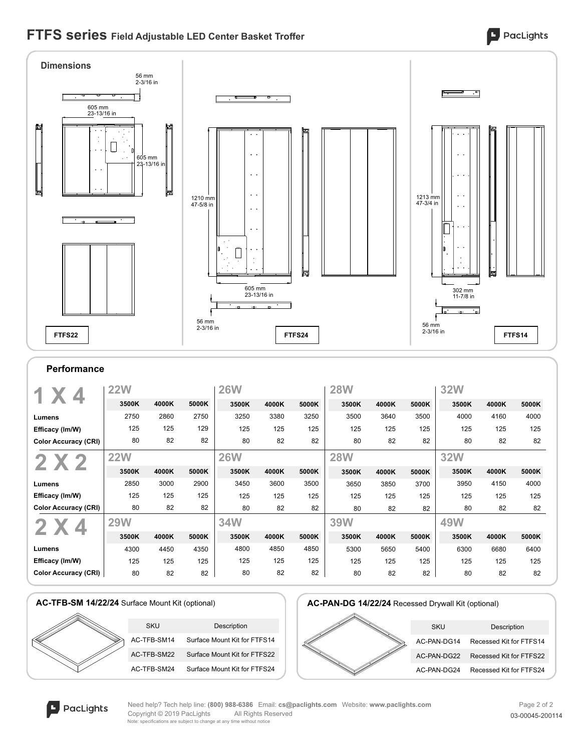# FTFS series Field Adjustable LED Center Basket Troffer

## Dimensions

56 mm
2-3/16 in

605 mm
23-13/16 in

605 mm
23-13/16 in

FTFS22

1210 mm
47-5/8 in

605 mm
23-13/16 in

56 mm
2-3/16 in

FTFS24

1213 mm
47-3/4 in

302 mm
11-7/8 in

56 mm
2-3/16 in

FTFS14

## Performance

| 1 X 4 | 22W | | | 26W | | | 28W | | | 32W | | |
|---|---|---|---|---|---|---|---|---|---|---|---|---|
| | 3500K | 4000K | 5000K | 3500K | 4000K | 5000K | 3500K | 4000K | 5000K | 3500K | 4000K | 5000K |
| Lumens | 2750 | 2860 | 2750 | 3250 | 3380 | 3250 | 3500 | 3640 | 3500 | 4000 | 4160 | 4000 |
| Efficacy (lm/W) | 125 | 125 | 129 | 125 | 125 | 125 | 125 | 125 | 125 | 125 | 125 | 125 |
| Color Accuracy (CRI) | 80 | 82 | 82 | 80 | 82 | 82 | 80 | 82 | 82 | 80 | 82 | 82 |

| 2 X 2 | 22W | | | 26W | | | 28W | | | 32W | | |
|---|---|---|---|---|---|---|---|---|---|---|---|---|
| | 3500K | 4000K | 5000K | 3500K | 4000K | 5000K | 3500K | 4000K | 5000K | 3500K | 4000K | 5000K |
| Lumens | 2850 | 3000 | 2900 | 3450 | 3600 | 3500 | 3650 | 3850 | 3700 | 3950 | 4150 | 4000 |
| Efficacy (lm/W) | 125 | 125 | 125 | 125 | 125 | 125 | 125 | 125 | 125 | 125 | 125 | 125 |
| Color Accuracy (CRI) | 80 | 82 | 82 | 80 | 82 | 82 | 80 | 82 | 82 | 80 | 82 | 82 |

| 2 X 4 | 29W | | | 34W | | | 39W | | | 49W | | |
|---|---|---|---|---|---|---|---|---|---|---|---|---|
| | 3500K | 4000K | 5000K | 3500K | 4000K | 5000K | 3500K | 4000K | 5000K | 3500K | 4000K | 5000K |
| Lumens | 4300 | 4450 | 4350 | 4800 | 4850 | 4850 | 5300 | 5650 | 5400 | 6300 | 6680 | 6400 |
| Efficacy (lm/W) | 125 | 125 | 125 | 125 | 125 | 125 | 125 | 125 | 125 | 125 | 125 | 125 |
| Color Accuracy (CRI) | 80 | 82 | 82 | 80 | 82 | 82 | 80 | 82 | 82 | 80 | 82 | 82 |

**AC-TFB-SM 14/22/24** Surface Mount Kit (optional)

| SKU | Description |
|---|---|
| AC-TFB-SM14 | Surface Mount Kit for FTFS14 |
| AC-TFB-SM22 | Surface Mount Kit for FTFS22 |
| AC-TFB-SM24 | Surface Mount Kit for FTFS24 |

**AC-PAN-DG 14/22/24** Recessed Drywall Kit (optional)

| SKU | Description |
|---|---|
| AC-PAN-DG14 | Recessed Kit for FTFS14 |
| AC-PAN-DG22 | Recessed Kit for FTFS22 |
| AC-PAN-DG24 | Recessed Kit for FTFS24 |

Need help? Tech help line: **(800) 988-6386** Email: **cs@paclights.com** Website: **www.paclights.com**
Copyright © 2019 PacLights All Rights Reserved
Note: specifications are subject to change at any time without notice

03-00045-200114